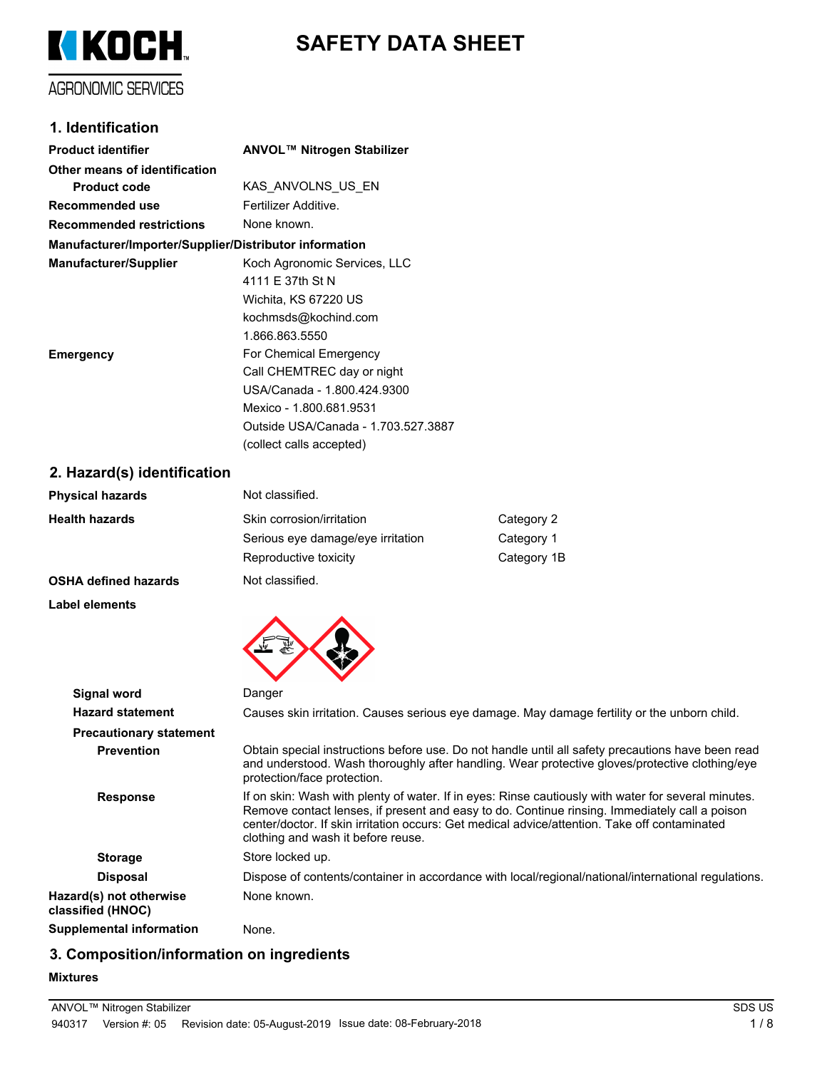KOCH AGRONOMIC SERVICES

# SAFETY DATA SHEET

## 1. Identification

| | |
|---|---|
| **Product identifier** | **ANVOL™ Nitrogen Stabilizer** |
| **Other means of identification** | |
| **Product code** | KAS_ANVOLNS_US_EN |
| **Recommended use** | Fertilizer Additive. |
| **Recommended restrictions** | None known. |

**Manufacturer/Importer/Supplier/Distributor information**

| | |
|---|---|
| **Manufacturer/Supplier** | Koch Agronomic Services, LLC<br>4111 E 37th St N<br>Wichita, KS 67220 US<br>kochmsds@kochind.com<br>1.866.863.5550 |
| **Emergency** | For Chemical Emergency<br>Call CHEMTREC day or night<br>USA/Canada - 1.800.424.9300<br>Mexico - 1.800.681.9531<br>Outside USA/Canada - 1.703.527.3887<br>(collect calls accepted) |

## 2. Hazard(s) identification

| | | |
|---|---|---|
| **Physical hazards** | Not classified. | |
| **Health hazards** | Skin corrosion/irritation | Category 2 |
| | Serious eye damage/eye irritation | Category 1 |
| | Reproductive toxicity | Category 1B |
| **OSHA defined hazards** | Not classified. | |

**Label elements**

| | |
|---|---|
| **Signal word** | Danger |
| **Hazard statement** | Causes skin irritation. Causes serious eye damage. May damage fertility or the unborn child. |
| **Precautionary statement** | |
| **Prevention** | Obtain special instructions before use. Do not handle until all safety precautions have been read and understood. Wash thoroughly after handling. Wear protective gloves/protective clothing/eye protection/face protection. |
| **Response** | If on skin: Wash with plenty of water. If in eyes: Rinse cautiously with water for several minutes. Remove contact lenses, if present and easy to do. Continue rinsing. Immediately call a poison center/doctor. If skin irritation occurs: Get medical advice/attention. Take off contaminated clothing and wash it before reuse. |
| **Storage** | Store locked up. |
| **Disposal** | Dispose of contents/container in accordance with local/regional/national/international regulations. |
| **Hazard(s) not otherwise classified (HNOC)** | None known. |
| **Supplemental information** | None. |

## 3. Composition/information on ingredients

**Mixtures**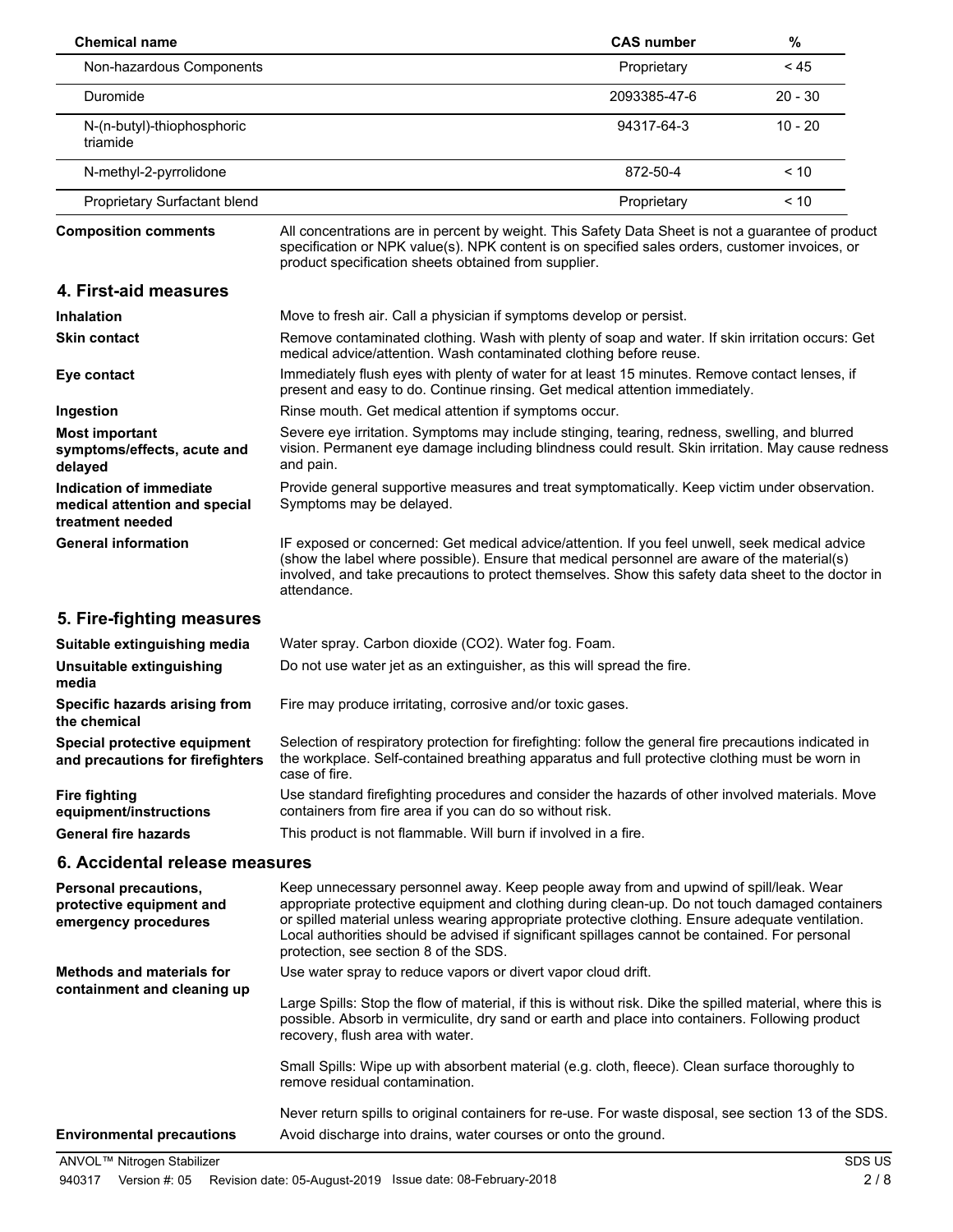| Chemical name | CAS number | % |
|---|---|---|
| Non-hazardous Components | Proprietary | < 45 |
| Duromide | 2093385-47-6 | 20 - 30 |
| N-(n-butyl)-thiophosphoric triamide | 94317-64-3 | 10 - 20 |
| N-methyl-2-pyrrolidone | 872-50-4 | < 10 |
| Proprietary Surfactant blend | Proprietary | < 10 |

**Composition comments** All concentrations are in percent by weight. This Safety Data Sheet is not a guarantee of product specification or NPK value(s). NPK content is on specified sales orders, customer invoices, or product specification sheets obtained from supplier.

## 4. First-aid measures

**Inhalation** Move to fresh air. Call a physician if symptoms develop or persist.

**Skin contact** Remove contaminated clothing. Wash with plenty of soap and water. If skin irritation occurs: Get medical advice/attention. Wash contaminated clothing before reuse.

**Eye contact** Immediately flush eyes with plenty of water for at least 15 minutes. Remove contact lenses, if present and easy to do. Continue rinsing. Get medical attention immediately.

**Ingestion** Rinse mouth. Get medical attention if symptoms occur.

**Most important symptoms/effects, acute and delayed** Severe eye irritation. Symptoms may include stinging, tearing, redness, swelling, and blurred vision. Permanent eye damage including blindness could result. Skin irritation. May cause redness and pain.

**Indication of immediate medical attention and special treatment needed** Provide general supportive measures and treat symptomatically. Keep victim under observation. Symptoms may be delayed.

**General information** IF exposed or concerned: Get medical advice/attention. If you feel unwell, seek medical advice (show the label where possible). Ensure that medical personnel are aware of the material(s) involved, and take precautions to protect themselves. Show this safety data sheet to the doctor in attendance.

## 5. Fire-fighting measures

**Suitable extinguishing media** Water spray. Carbon dioxide ($CO_2$). Water fog. Foam.

**Unsuitable extinguishing media** Do not use water jet as an extinguisher, as this will spread the fire.

**Specific hazards arising from the chemical** Fire may produce irritating, corrosive and/or toxic gases.

**Special protective equipment and precautions for firefighters** Selection of respiratory protection for firefighting: follow the general fire precautions indicated in the workplace. Self-contained breathing apparatus and full protective clothing must be worn in case of fire.

**Fire fighting equipment/instructions** Use standard firefighting procedures and consider the hazards of other involved materials. Move containers from fire area if you can do so without risk.

**General fire hazards** This product is not flammable. Will burn if involved in a fire.

## 6. Accidental release measures

**Personal precautions, protective equipment and emergency procedures** Keep unnecessary personnel away. Keep people away from and upwind of spill/leak. Wear appropriate protective equipment and clothing during clean-up. Do not touch damaged containers or spilled material unless wearing appropriate protective clothing. Ensure adequate ventilation. Local authorities should be advised if significant spillages cannot be contained. For personal protection, see section 8 of the SDS.

**Methods and materials for containment and cleaning up** Use water spray to reduce vapors or divert vapor cloud drift.

Large Spills: Stop the flow of material, if this is without risk. Dike the spilled material, where this is possible. Absorb in vermiculite, dry sand or earth and place into containers. Following product recovery, flush area with water.

Small Spills: Wipe up with absorbent material (e.g. cloth, fleece). Clean surface thoroughly to remove residual contamination.

Never return spills to original containers for re-use. For waste disposal, see section 13 of the SDS.

**Environmental precautions** Avoid discharge into drains, water courses or onto the ground.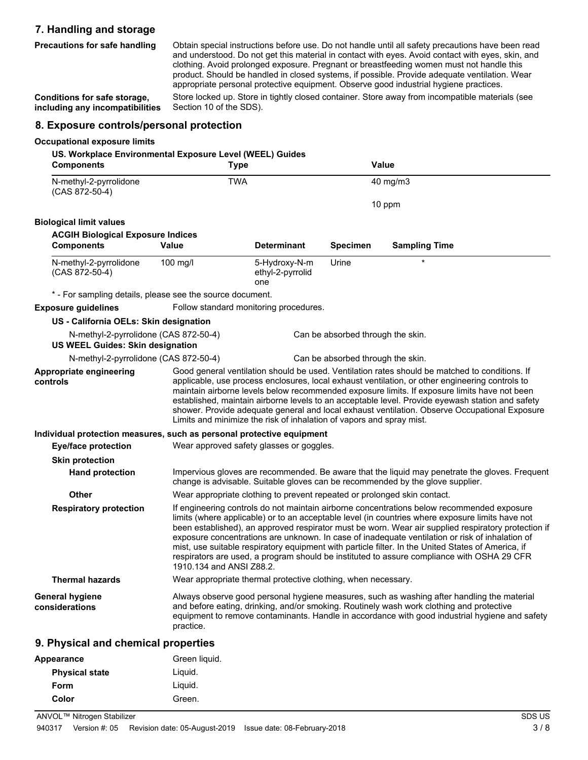## 7. Handling and storage

**Precautions for safe handling**

Obtain special instructions before use. Do not handle until all safety precautions have been read and understood. Do not get this material in contact with eyes. Avoid contact with eyes, skin, and clothing. Avoid prolonged exposure. Pregnant or breastfeeding women must not handle this product. Should be handled in closed systems, if possible. Provide adequate ventilation. Wear appropriate personal protective equipment. Observe good industrial hygiene practices.

**Conditions for safe storage, including any incompatibilities**

Store locked up. Store in tightly closed container. Store away from incompatible materials (see Section 10 of the SDS).

## 8. Exposure controls/personal protection

### Occupational exposure limits

**US. Workplace Environmental Exposure Level (WEEL) Guides**

| Components | Type | Value |
|---|---|---|
| N-methyl-2-pyrrolidone (CAS 872-50-4) | TWA | 40 mg/m3 |
| | | 10 ppm |

### Biological limit values

**ACGIH Biological Exposure Indices**

| Components | Value | Determinant | Specimen | Sampling Time |
|---|---|---|---|---|
| N-methyl-2-pyrrolidone (CAS 872-50-4) | 100 mg/l | 5-Hydroxy-N-methyl-2-pyrrolidone | Urine | * |

\* - For sampling details, please see the source document.

**Exposure guidelines**

Follow standard monitoring procedures.

**US - California OELs: Skin designation**

N-methyl-2-pyrrolidone (CAS 872-50-4) — Can be absorbed through the skin.

**US WEEL Guides: Skin designation**

N-methyl-2-pyrrolidone (CAS 872-50-4) — Can be absorbed through the skin.

**Appropriate engineering controls**

Good general ventilation should be used. Ventilation rates should be matched to conditions. If applicable, use process enclosures, local exhaust ventilation, or other engineering controls to maintain airborne levels below recommended exposure limits. If exposure limits have not been established, maintain airborne levels to an acceptable level. Provide eyewash station and safety shower. Provide adequate general and local exhaust ventilation. Observe Occupational Exposure Limits and minimize the risk of inhalation of vapors and spray mist.

### Individual protection measures, such as personal protective equipment

**Eye/face protection**

Wear approved safety glasses or goggles.

**Skin protection**

**Hand protection**

Impervious gloves are recommended. Be aware that the liquid may penetrate the gloves. Frequent change is advisable. Suitable gloves can be recommended by the glove supplier.

**Other**

Wear appropriate clothing to prevent repeated or prolonged skin contact.

**Respiratory protection**

If engineering controls do not maintain airborne concentrations below recommended exposure limits (where applicable) or to an acceptable level (in countries where exposure limits have not been established), an approved respirator must be worn. Wear air supplied respiratory protection if exposure concentrations are unknown. In case of inadequate ventilation or risk of inhalation of mist, use suitable respiratory equipment with particle filter. In the United States of America, if respirators are used, a program should be instituted to assure compliance with OSHA 29 CFR 1910.134 and ANSI Z88.2.

**Thermal hazards**

Wear appropriate thermal protective clothing, when necessary.

**General hygiene considerations**

Always observe good personal hygiene measures, such as washing after handling the material and before eating, drinking, and/or smoking. Routinely wash work clothing and protective equipment to remove contaminants. Handle in accordance with good industrial hygiene and safety practice.

## 9. Physical and chemical properties

| | |
|---|---|
| **Appearance** | Green liquid. |
| **Physical state** | Liquid. |
| **Form** | Liquid. |
| **Color** | Green. |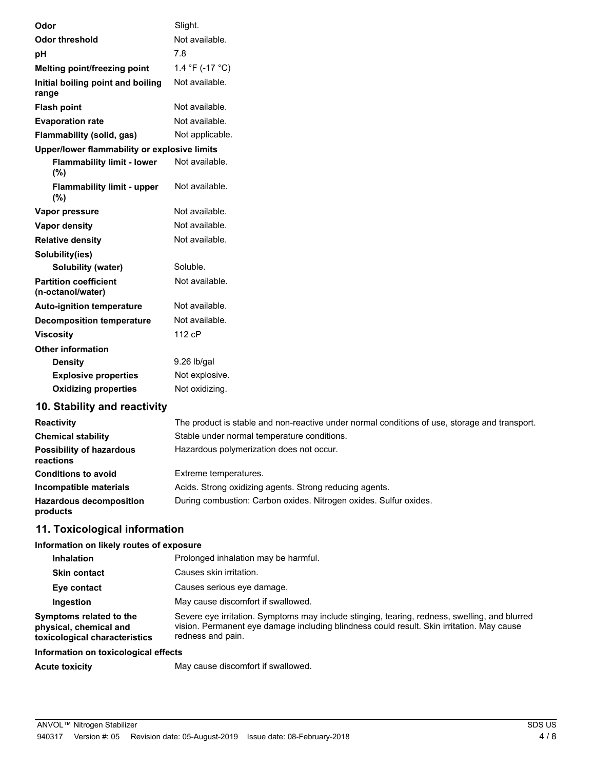| | |
|---|---|
| **Odor** | Slight. |
| **Odor threshold** | Not available. |
| **pH** | 7.8 |
| **Melting point/freezing point** | 1.4 °F (-17 °C) |
| **Initial boiling point and boiling range** | Not available. |
| **Flash point** | Not available. |
| **Evaporation rate** | Not available. |
| **Flammability (solid, gas)** | Not applicable. |
| **Upper/lower flammability or explosive limits** | |
| **Flammability limit - lower (%)** | Not available. |
| **Flammability limit - upper (%)** | Not available. |
| **Vapor pressure** | Not available. |
| **Vapor density** | Not available. |
| **Relative density** | Not available. |
| **Solubility(ies)** | |
| **Solubility (water)** | Soluble. |
| **Partition coefficient (n-octanol/water)** | Not available. |
| **Auto-ignition temperature** | Not available. |
| **Decomposition temperature** | Not available. |
| **Viscosity** | 112 cP |
| **Other information** | |
| **Density** | 9.26 lb/gal |
| **Explosive properties** | Not explosive. |
| **Oxidizing properties** | Not oxidizing. |

## 10. Stability and reactivity

| | |
|---|---|
| **Reactivity** | The product is stable and non-reactive under normal conditions of use, storage and transport. |
| **Chemical stability** | Stable under normal temperature conditions. |
| **Possibility of hazardous reactions** | Hazardous polymerization does not occur. |
| **Conditions to avoid** | Extreme temperatures. |
| **Incompatible materials** | Acids. Strong oxidizing agents. Strong reducing agents. |
| **Hazardous decomposition products** | During combustion: Carbon oxides. Nitrogen oxides. Sulfur oxides. |

## 11. Toxicological information

**Information on likely routes of exposure**

| | |
|---|---|
| **Inhalation** | Prolonged inhalation may be harmful. |
| **Skin contact** | Causes skin irritation. |
| **Eye contact** | Causes serious eye damage. |
| **Ingestion** | May cause discomfort if swallowed. |
| **Symptoms related to the physical, chemical and toxicological characteristics** | Severe eye irritation. Symptoms may include stinging, tearing, redness, swelling, and blurred vision. Permanent eye damage including blindness could result. Skin irritation. May cause redness and pain. |

**Information on toxicological effects**

| | |
|---|---|
| **Acute toxicity** | May cause discomfort if swallowed. |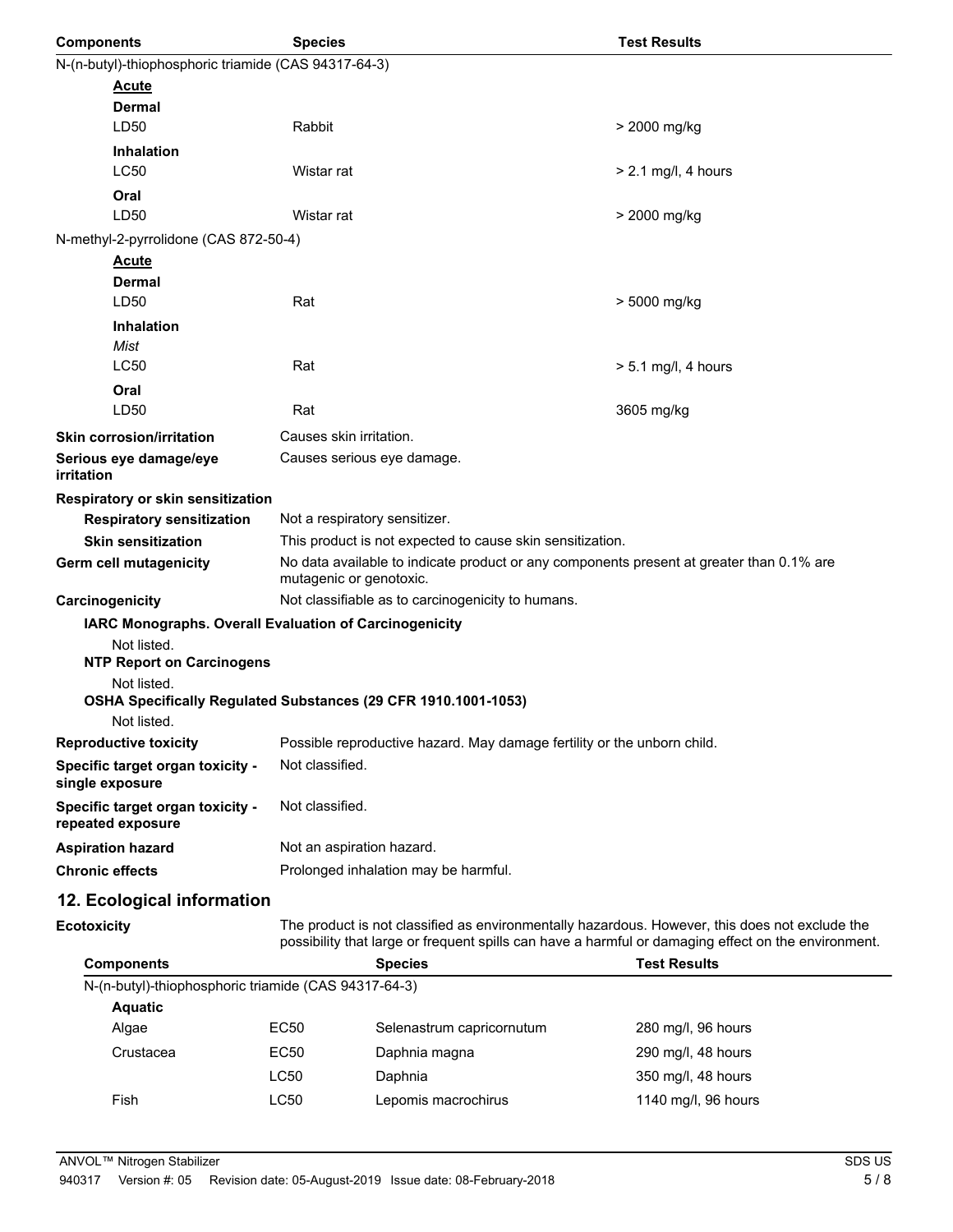| Components | Species | Test Results |
| --- | --- | --- |
| N-(n-butyl)-thiophosphoric triamide (CAS 94317-64-3) | | |
| **Acute** | | |
| **Dermal** | | |
| LD50 | Rabbit | > 2000 mg/kg |
| **Inhalation** | | |
| LC50 | Wistar rat | > 2.1 mg/l, 4 hours |
| **Oral** | | |
| LD50 | Wistar rat | > 2000 mg/kg |
| N-methyl-2-pyrrolidone (CAS 872-50-4) | | |
| **Acute** | | |
| **Dermal** | | |
| LD50 | Rat | > 5000 mg/kg |
| **Inhalation** | | |
| *Mist* | | |
| LC50 | Rat | > 5.1 mg/l, 4 hours |
| **Oral** | | |
| LD50 | Rat | 3605 mg/kg |

**Skin corrosion/irritation** Causes skin irritation.

**Serious eye damage/eye irritation** Causes serious eye damage.

**Respiratory or skin sensitization**

**Respiratory sensitization** Not a respiratory sensitizer.

**Skin sensitization** This product is not expected to cause skin sensitization.

**Germ cell mutagenicity** No data available to indicate product or any components present at greater than 0.1% are mutagenic or genotoxic.

**Carcinogenicity** Not classifiable as to carcinogenicity to humans.

**IARC Monographs. Overall Evaluation of Carcinogenicity**

Not listed.

**NTP Report on Carcinogens**

Not listed.

**OSHA Specifically Regulated Substances (29 CFR 1910.1001-1053)**

Not listed.

**Reproductive toxicity** Possible reproductive hazard. May damage fertility or the unborn child.

**Specific target organ toxicity - single exposure** Not classified.

**Specific target organ toxicity - repeated exposure** Not classified.

**Aspiration hazard** Not an aspiration hazard.

**Chronic effects** Prolonged inhalation may be harmful.

## 12. Ecological information

**Ecotoxicity** The product is not classified as environmentally hazardous. However, this does not exclude the possibility that large or frequent spills can have a harmful or damaging effect on the environment.

| Components | | Species | Test Results |
| --- | --- | --- | --- |
| N-(n-butyl)-thiophosphoric triamide (CAS 94317-64-3) | | | |
| **Aquatic** | | | |
| Algae | EC50 | Selenastrum capricornutum | 280 mg/l, 96 hours |
| Crustacea | EC50 | Daphnia magna | 290 mg/l, 48 hours |
| | LC50 | Daphnia | 350 mg/l, 48 hours |
| Fish | LC50 | Lepomis macrochirus | 1140 mg/l, 96 hours |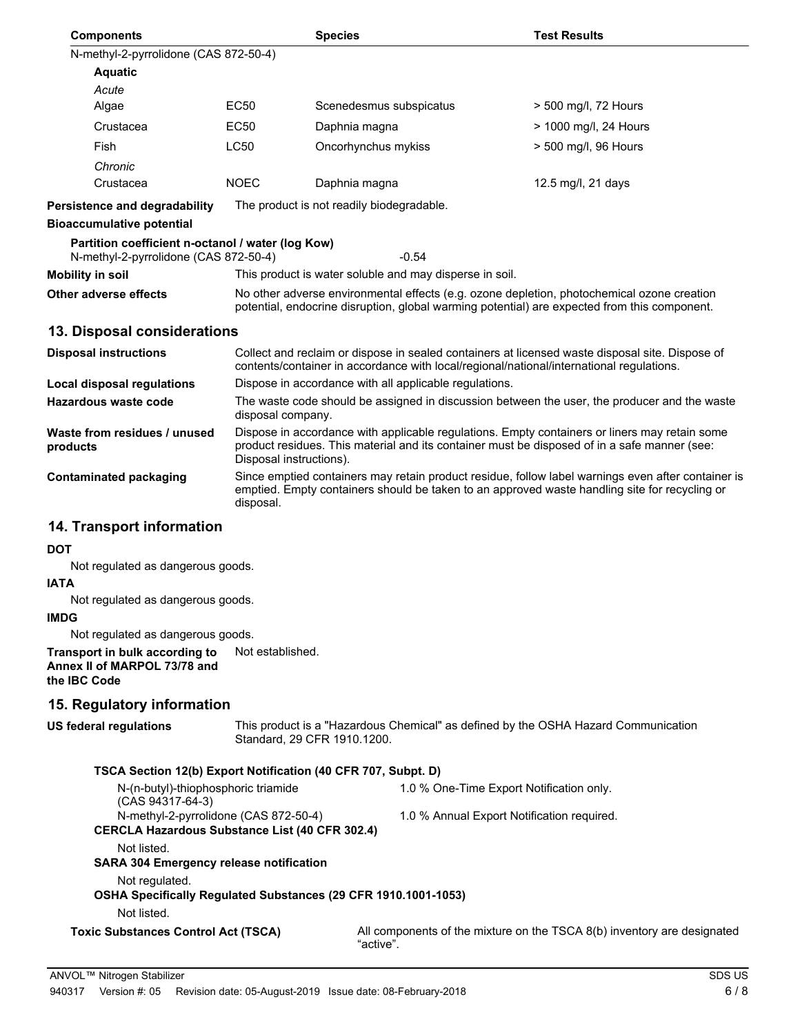| Components | | Species | Test Results |
|---|---|---|---|
| N-methyl-2-pyrrolidone (CAS 872-50-4) | | | |
| **Aquatic** | | | |
| *Acute* | | | |
| Algae | EC50 | Scenedesmus subspicatus | > 500 mg/l, 72 Hours |
| Crustacea | EC50 | Daphnia magna | > 1000 mg/l, 24 Hours |
| Fish | LC50 | Oncorhynchus mykiss | > 500 mg/l, 96 Hours |
| *Chronic* | | | |
| Crustacea | NOEC | Daphnia magna | 12.5 mg/l, 21 days |

**Persistence and degradability** The product is not readily biodegradable.

**Bioaccumulative potential**

**Partition coefficient n-octanol / water (log Kow)**

N-methyl-2-pyrrolidone (CAS 872-50-4) -0.54

**Mobility in soil** This product is water soluble and may disperse in soil.

**Other adverse effects** No other adverse environmental effects (e.g. ozone depletion, photochemical ozone creation potential, endocrine disruption, global warming potential) are expected from this component.

## 13. Disposal considerations

**Disposal instructions** Collect and reclaim or dispose in sealed containers at licensed waste disposal site. Dispose of contents/container in accordance with local/regional/national/international regulations.

**Local disposal regulations** Dispose in accordance with all applicable regulations.

**Hazardous waste code** The waste code should be assigned in discussion between the user, the producer and the waste disposal company.

**Waste from residues / unused products** Dispose in accordance with applicable regulations. Empty containers or liners may retain some product residues. This material and its container must be disposed of in a safe manner (see: Disposal instructions).

**Contaminated packaging** Since emptied containers may retain product residue, follow label warnings even after container is emptied. Empty containers should be taken to an approved waste handling site for recycling or disposal.

## 14. Transport information

**DOT**

Not regulated as dangerous goods.

**IATA**

Not regulated as dangerous goods.

**IMDG**

Not regulated as dangerous goods.

**Transport in bulk according to Annex II of MARPOL 73/78 and the IBC Code** Not established.

## 15. Regulatory information

**US federal regulations** This product is a "Hazardous Chemical" as defined by the OSHA Hazard Communication Standard, 29 CFR 1910.1200.

**TSCA Section 12(b) Export Notification (40 CFR 707, Subpt. D)**

| | |
|---|---|
| N-(n-butyl)-thiophosphoric triamide (CAS 94317-64-3) | 1.0 % One-Time Export Notification only. |
| N-methyl-2-pyrrolidone (CAS 872-50-4) | 1.0 % Annual Export Notification required. |

**CERCLA Hazardous Substance List (40 CFR 302.4)**

Not listed.

**SARA 304 Emergency release notification**

Not regulated.

**OSHA Specifically Regulated Substances (29 CFR 1910.1001-1053)**

Not listed.

**Toxic Substances Control Act (TSCA)** All components of the mixture on the TSCA 8(b) inventory are designated "active".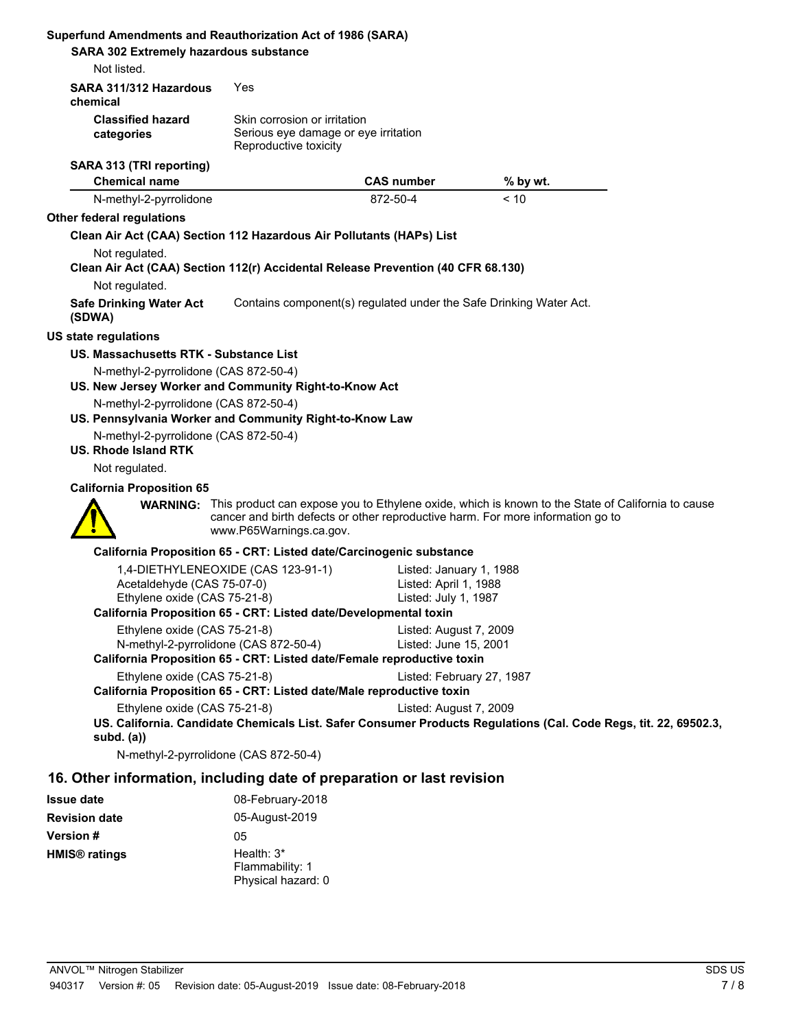**Superfund Amendments and Reauthorization Act of 1986 (SARA)**

**SARA 302 Extremely hazardous substance**

Not listed.

**SARA 311/312 Hazardous chemical**: Yes

**Classified hazard categories**: Skin corrosion or irritation
Serious eye damage or eye irritation
Reproductive toxicity

**SARA 313 (TRI reporting)**

| Chemical name | CAS number | % by wt. |
| --- | --- | --- |
| N-methyl-2-pyrrolidone | 872-50-4 | < 10 |

**Other federal regulations**

**Clean Air Act (CAA) Section 112 Hazardous Air Pollutants (HAPs) List**

Not regulated.

**Clean Air Act (CAA) Section 112(r) Accidental Release Prevention (40 CFR 68.130)**

Not regulated.

**Safe Drinking Water Act (SDWA)**: Contains component(s) regulated under the Safe Drinking Water Act.

**US state regulations**

**US. Massachusetts RTK - Substance List**

N-methyl-2-pyrrolidone (CAS 872-50-4)

**US. New Jersey Worker and Community Right-to-Know Act**

N-methyl-2-pyrrolidone (CAS 872-50-4)

**US. Pennsylvania Worker and Community Right-to-Know Law**

N-methyl-2-pyrrolidone (CAS 872-50-4)

**US. Rhode Island RTK**

Not regulated.

**California Proposition 65**

**WARNING:** This product can expose you to Ethylene oxide, which is known to the State of California to cause cancer and birth defects or other reproductive harm. For more information go to www.P65Warnings.ca.gov.

**California Proposition 65 - CRT: Listed date/Carcinogenic substance**

| | |
| --- | --- |
| 1,4-DIETHYLENEOXIDE (CAS 123-91-1) | Listed: January 1, 1988 |
| Acetaldehyde (CAS 75-07-0) | Listed: April 1, 1988 |
| Ethylene oxide (CAS 75-21-8) | Listed: July 1, 1987 |

**California Proposition 65 - CRT: Listed date/Developmental toxin**

| | |
| --- | --- |
| Ethylene oxide (CAS 75-21-8) | Listed: August 7, 2009 |
| N-methyl-2-pyrrolidone (CAS 872-50-4) | Listed: June 15, 2001 |

**California Proposition 65 - CRT: Listed date/Female reproductive toxin**

| | |
| --- | --- |
| Ethylene oxide (CAS 75-21-8) | Listed: February 27, 1987 |

**California Proposition 65 - CRT: Listed date/Male reproductive toxin**

| | |
| --- | --- |
| Ethylene oxide (CAS 75-21-8) | Listed: August 7, 2009 |

**US. California. Candidate Chemicals List. Safer Consumer Products Regulations (Cal. Code Regs, tit. 22, 69502.3, subd. (a))**

N-methyl-2-pyrrolidone (CAS 872-50-4)

## 16. Other information, including date of preparation or last revision

**Issue date**: 08-February-2018

**Revision date**: 05-August-2019

**Version #**: 05

**HMIS® ratings**: Health: 3*
Flammability: 1
Physical hazard: 0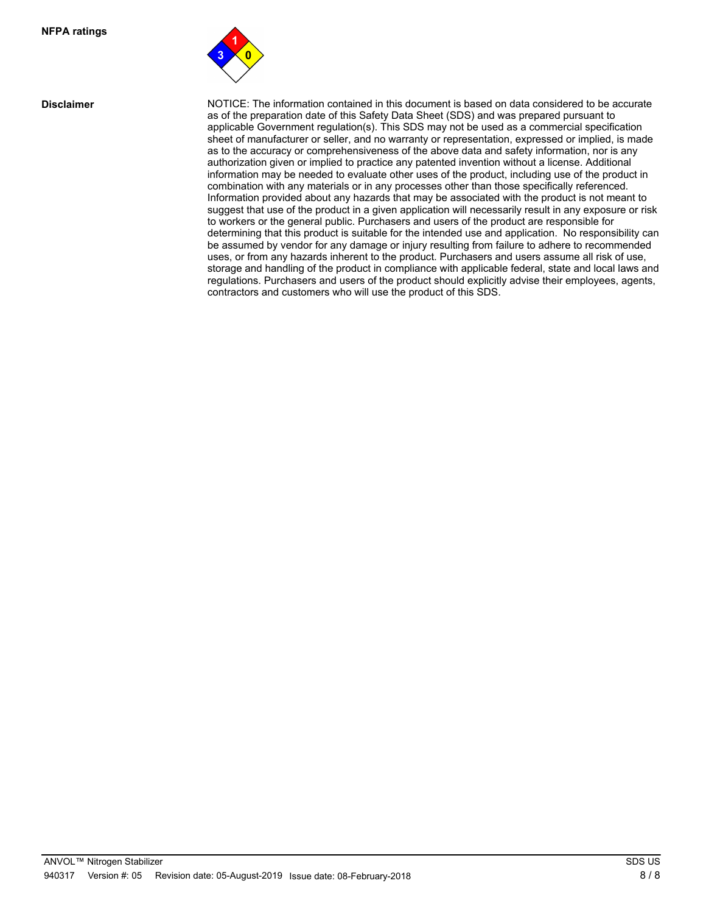**NFPA ratings**

1
3 0

**Disclaimer**

NOTICE: The information contained in this document is based on data considered to be accurate as of the preparation date of this Safety Data Sheet (SDS) and was prepared pursuant to applicable Government regulation(s). This SDS may not be used as a commercial specification sheet of manufacturer or seller, and no warranty or representation, expressed or implied, is made as to the accuracy or comprehensiveness of the above data and safety information, nor is any authorization given or implied to practice any patented invention without a license. Additional information may be needed to evaluate other uses of the product, including use of the product in combination with any materials or in any processes other than those specifically referenced. Information provided about any hazards that may be associated with the product is not meant to suggest that use of the product in a given application will necessarily result in any exposure or risk to workers or the general public. Purchasers and users of the product are responsible for determining that this product is suitable for the intended use and application. No responsibility can be assumed by vendor for any damage or injury resulting from failure to adhere to recommended uses, or from any hazards inherent to the product. Purchasers and users assume all risk of use, storage and handling of the product in compliance with applicable federal, state and local laws and regulations. Purchasers and users of the product should explicitly advise their employees, agents, contractors and customers who will use the product of this SDS.